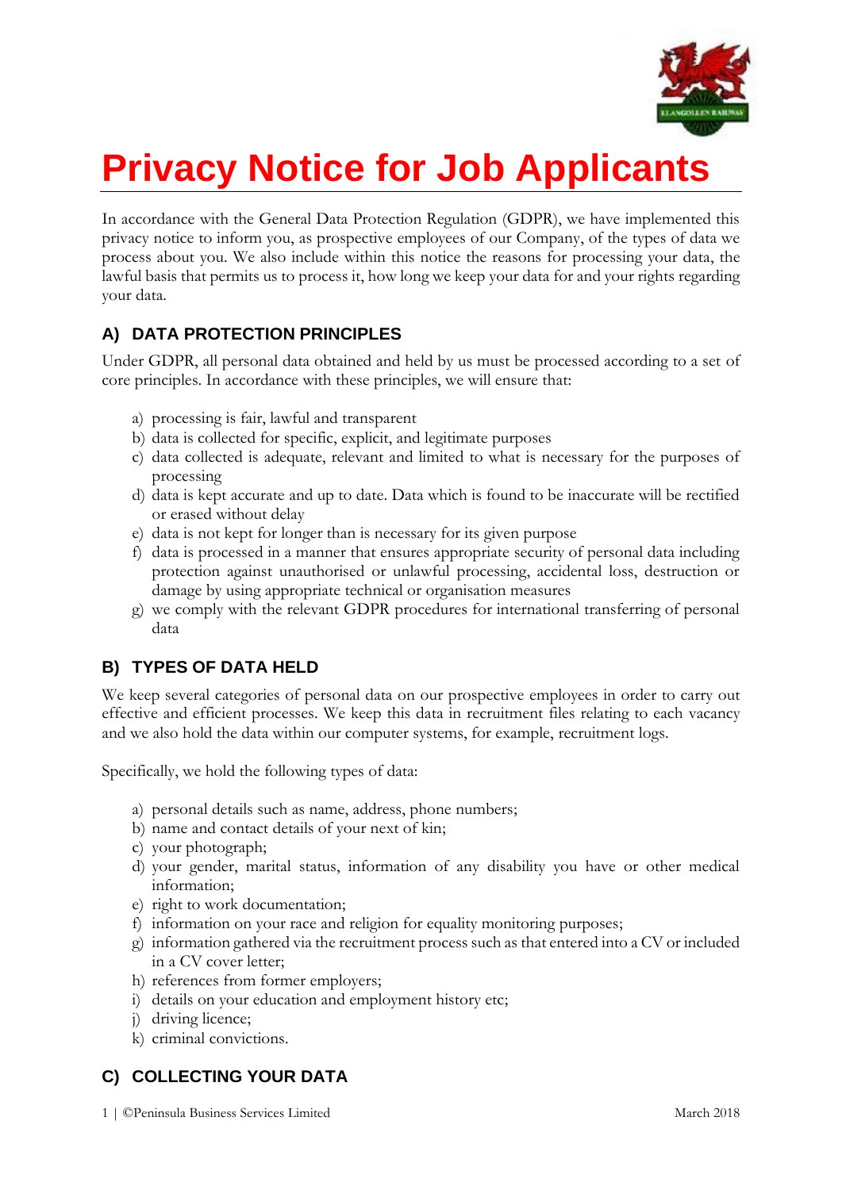# Privacy Notice for Job Applicants

In accordance with the General Data Protection Regulation (GDPR), we have implemented this privacy notice to inform you, as prospective employees of our Company, of the types of data we process about you. We also include within this notice the reasons for processing your data, the lawful basis that permits us to process it, how long we keep your data for and your rights regarding your data.

## A) DATA PROTECTION PRINCIPLES

Under GDPR, all personal data obtained and held by us must be processed according to a set of core principles. In accordance with these principles, we will ensure that:

a) processing is fair, lawful and transparent
b) data is collected for specific, explicit, and legitimate purposes
c) data collected is adequate, relevant and limited to what is necessary for the purposes of processing
d) data is kept accurate and up to date. Data which is found to be inaccurate will be rectified or erased without delay
e) data is not kept for longer than is necessary for its given purpose
f) data is processed in a manner that ensures appropriate security of personal data including protection against unauthorised or unlawful processing, accidental loss, destruction or damage by using appropriate technical or organisation measures
g) we comply with the relevant GDPR procedures for international transferring of personal data

## B) TYPES OF DATA HELD

We keep several categories of personal data on our prospective employees in order to carry out effective and efficient processes. We keep this data in recruitment files relating to each vacancy and we also hold the data within our computer systems, for example, recruitment logs.

Specifically, we hold the following types of data:

a) personal details such as name, address, phone numbers;
b) name and contact details of your next of kin;
c) your photograph;
d) your gender, marital status, information of any disability you have or other medical information;
e) right to work documentation;
f) information on your race and religion for equality monitoring purposes;
g) information gathered via the recruitment process such as that entered into a CV or included in a CV cover letter;
h) references from former employers;
i) details on your education and employment history etc;
j) driving licence;
k) criminal convictions.

## C) COLLECTING YOUR DATA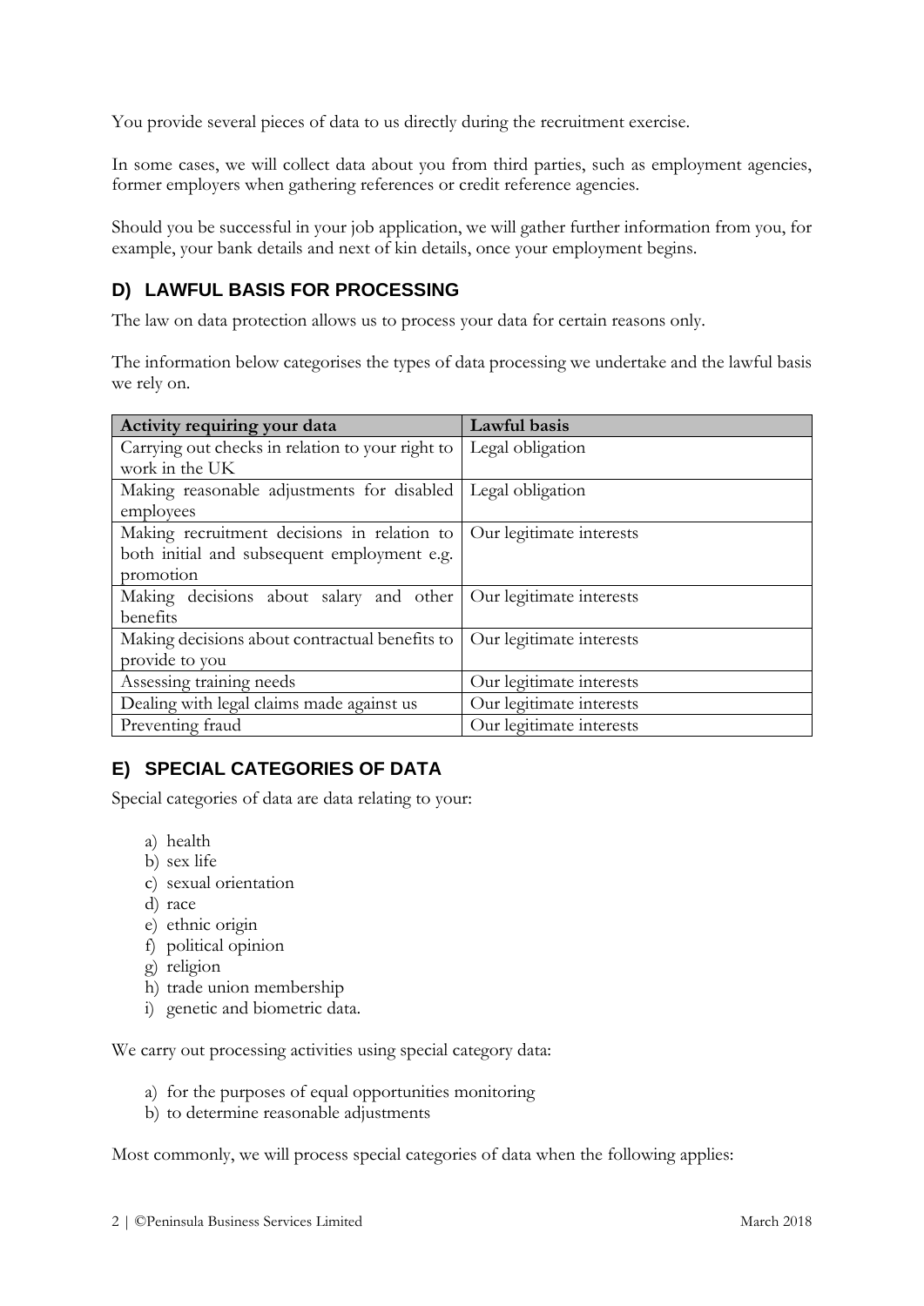You provide several pieces of data to us directly during the recruitment exercise.

In some cases, we will collect data about you from third parties, such as employment agencies, former employers when gathering references or credit reference agencies.

Should you be successful in your job application, we will gather further information from you, for example, your bank details and next of kin details, once your employment begins.

## D) LAWFUL BASIS FOR PROCESSING

The law on data protection allows us to process your data for certain reasons only.

The information below categorises the types of data processing we undertake and the lawful basis we rely on.

| Activity requiring your data | Lawful basis |
| --- | --- |
| Carrying out checks in relation to your right to work in the UK | Legal obligation |
| Making reasonable adjustments for disabled employees | Legal obligation |
| Making recruitment decisions in relation to both initial and subsequent employment e.g. promotion | Our legitimate interests |
| Making decisions about salary and other benefits | Our legitimate interests |
| Making decisions about contractual benefits to provide to you | Our legitimate interests |
| Assessing training needs | Our legitimate interests |
| Dealing with legal claims made against us | Our legitimate interests |
| Preventing fraud | Our legitimate interests |

## E) SPECIAL CATEGORIES OF DATA

Special categories of data are data relating to your:

a) health
b) sex life
c) sexual orientation
d) race
e) ethnic origin
f) political opinion
g) religion
h) trade union membership
i) genetic and biometric data.

We carry out processing activities using special category data:

a) for the purposes of equal opportunities monitoring
b) to determine reasonable adjustments

Most commonly, we will process special categories of data when the following applies: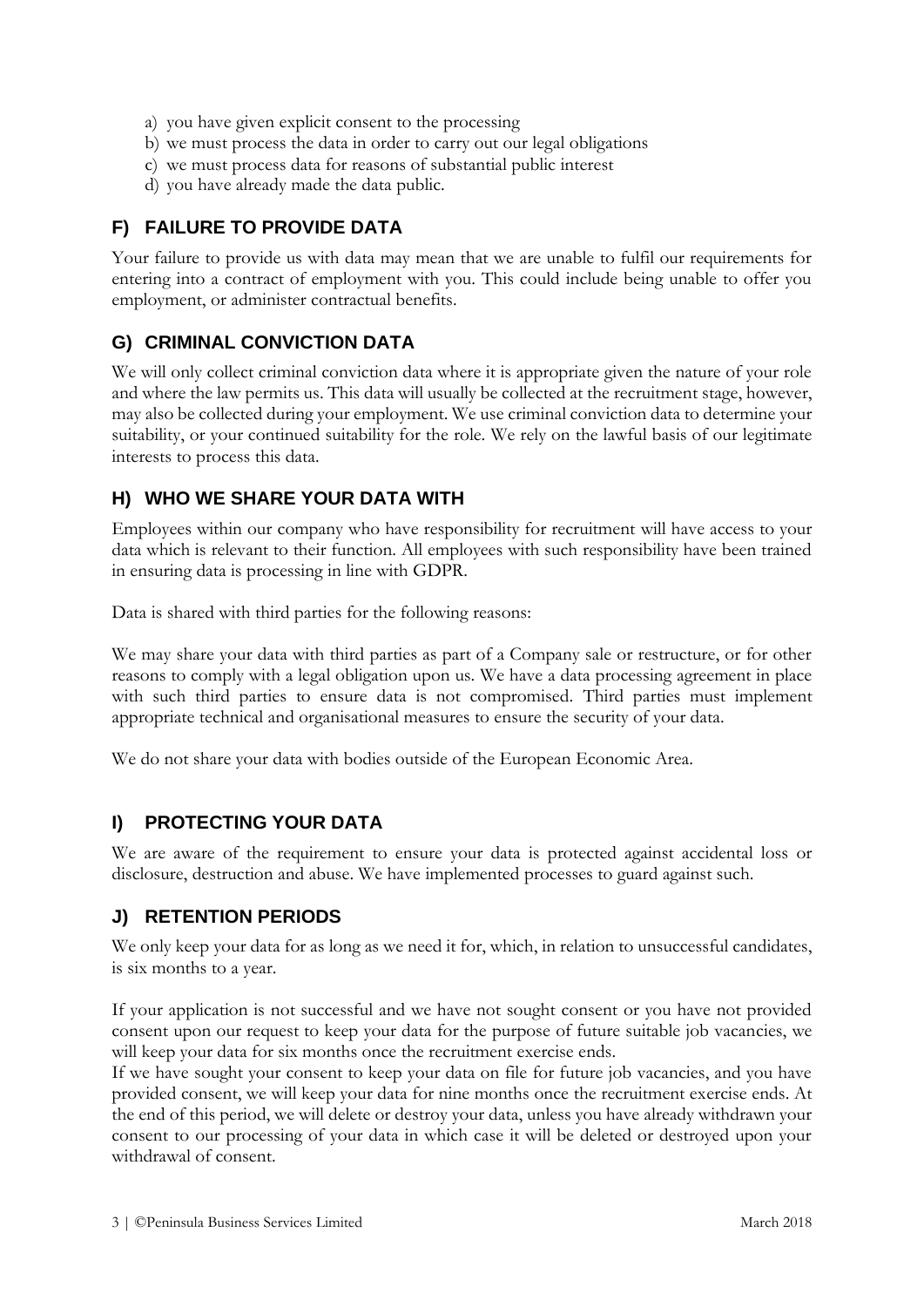a) you have given explicit consent to the processing
b) we must process the data in order to carry out our legal obligations
c) we must process data for reasons of substantial public interest
d) you have already made the data public.

## F) FAILURE TO PROVIDE DATA

Your failure to provide us with data may mean that we are unable to fulfil our requirements for entering into a contract of employment with you. This could include being unable to offer you employment, or administer contractual benefits.

## G) CRIMINAL CONVICTION DATA

We will only collect criminal conviction data where it is appropriate given the nature of your role and where the law permits us. This data will usually be collected at the recruitment stage, however, may also be collected during your employment. We use criminal conviction data to determine your suitability, or your continued suitability for the role. We rely on the lawful basis of our legitimate interests to process this data.

## H) WHO WE SHARE YOUR DATA WITH

Employees within our company who have responsibility for recruitment will have access to your data which is relevant to their function. All employees with such responsibility have been trained in ensuring data is processing in line with GDPR.

Data is shared with third parties for the following reasons:

We may share your data with third parties as part of a Company sale or restructure, or for other reasons to comply with a legal obligation upon us. We have a data processing agreement in place with such third parties to ensure data is not compromised. Third parties must implement appropriate technical and organisational measures to ensure the security of your data.

We do not share your data with bodies outside of the European Economic Area.

## I) PROTECTING YOUR DATA

We are aware of the requirement to ensure your data is protected against accidental loss or disclosure, destruction and abuse. We have implemented processes to guard against such.

## J) RETENTION PERIODS

We only keep your data for as long as we need it for, which, in relation to unsuccessful candidates, is six months to a year.

If your application is not successful and we have not sought consent or you have not provided consent upon our request to keep your data for the purpose of future suitable job vacancies, we will keep your data for six months once the recruitment exercise ends.
If we have sought your consent to keep your data on file for future job vacancies, and you have provided consent, we will keep your data for nine months once the recruitment exercise ends. At the end of this period, we will delete or destroy your data, unless you have already withdrawn your consent to our processing of your data in which case it will be deleted or destroyed upon your withdrawal of consent.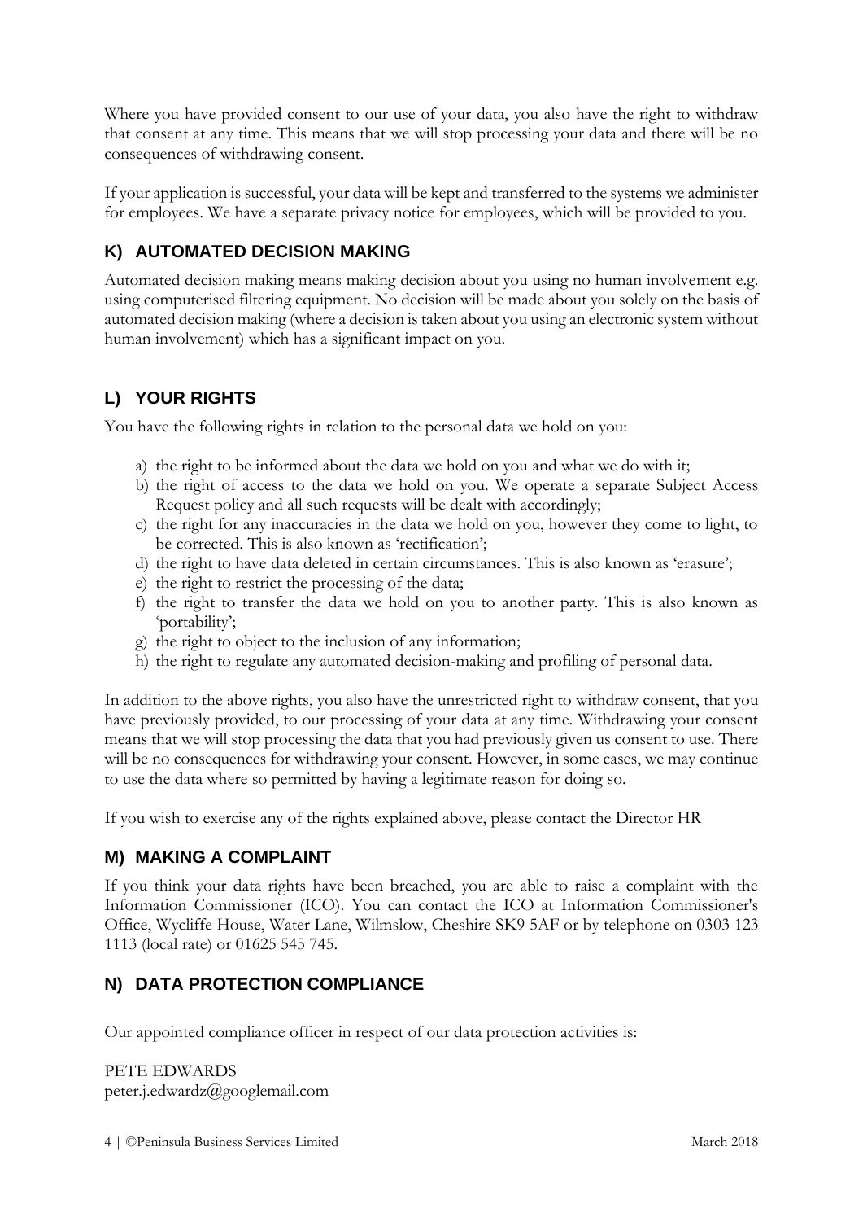Where you have provided consent to our use of your data, you also have the right to withdraw that consent at any time. This means that we will stop processing your data and there will be no consequences of withdrawing consent.

If your application is successful, your data will be kept and transferred to the systems we administer for employees. We have a separate privacy notice for employees, which will be provided to you.

## K) AUTOMATED DECISION MAKING

Automated decision making means making decision about you using no human involvement e.g. using computerised filtering equipment. No decision will be made about you solely on the basis of automated decision making (where a decision is taken about you using an electronic system without human involvement) which has a significant impact on you.

## L) YOUR RIGHTS

You have the following rights in relation to the personal data we hold on you:

a) the right to be informed about the data we hold on you and what we do with it;
b) the right of access to the data we hold on you. We operate a separate Subject Access Request policy and all such requests will be dealt with accordingly;
c) the right for any inaccuracies in the data we hold on you, however they come to light, to be corrected. This is also known as 'rectification';
d) the right to have data deleted in certain circumstances. This is also known as 'erasure';
e) the right to restrict the processing of the data;
f) the right to transfer the data we hold on you to another party. This is also known as 'portability';
g) the right to object to the inclusion of any information;
h) the right to regulate any automated decision-making and profiling of personal data.

In addition to the above rights, you also have the unrestricted right to withdraw consent, that you have previously provided, to our processing of your data at any time. Withdrawing your consent means that we will stop processing the data that you had previously given us consent to use. There will be no consequences for withdrawing your consent. However, in some cases, we may continue to use the data where so permitted by having a legitimate reason for doing so.

If you wish to exercise any of the rights explained above, please contact the Director HR

## M) MAKING A COMPLAINT

If you think your data rights have been breached, you are able to raise a complaint with the Information Commissioner (ICO). You can contact the ICO at Information Commissioner's Office, Wycliffe House, Water Lane, Wilmslow, Cheshire SK9 5AF or by telephone on 0303 123 1113 (local rate) or 01625 545 745.

## N) DATA PROTECTION COMPLIANCE

Our appointed compliance officer in respect of our data protection activities is:

PETE EDWARDS
peter.j.edwardz@googlemail.com